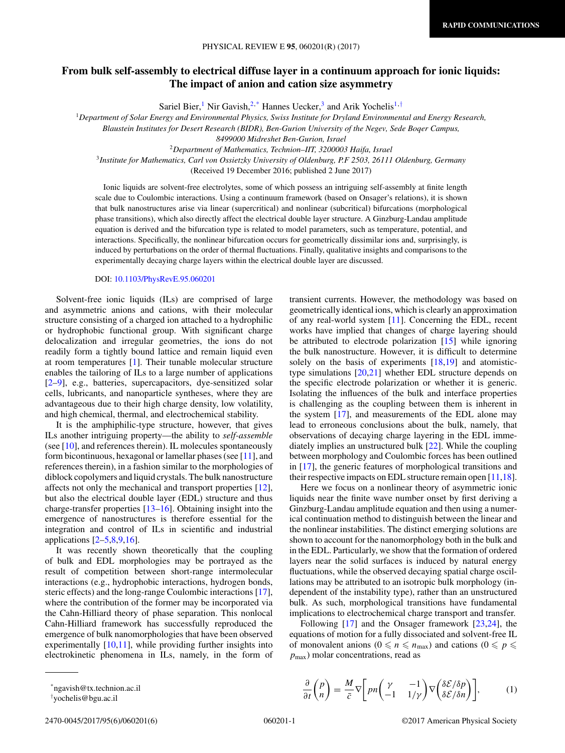# From bulk self-assembly to electrical diffuse layer in a continuum approach for ionic liquids: The impact of anion and cation size asymmetry

Sariel Bier,[1] Nir Gavish,[2,*] Hannes Uecker,[3] and Arik Yochelis[1,†]

[1]Department of Solar Energy and Environmental Physics, Swiss Institute for Dryland Environmental and Energy Research, Blaustein Institutes for Desert Research (BIDR), Ben-Gurion University of the Negev, Sede Boqer Campus, 8499000 Midreshet Ben-Gurion, Israel

[2]Department of Mathematics, Technion–IIT, 3200003 Haifa, Israel

[3]Institute for Mathematics, Carl von Ossietzky University of Oldenburg, P.F 2503, 26111 Oldenburg, Germany

(Received 19 December 2016; published 2 June 2017)

Ionic liquids are solvent-free electrolytes, some of which possess an intriguing self-assembly at finite length scale due to Coulombic interactions. Using a continuum framework (based on Onsager's relations), it is shown that bulk nanostructures arise via linear (supercritical) and nonlinear (subcritical) bifurcations (morphological phase transitions), which also directly affect the electrical double layer structure. A Ginzburg-Landau amplitude equation is derived and the bifurcation type is related to model parameters, such as temperature, potential, and interactions. Specifically, the nonlinear bifurcation occurs for geometrically dissimilar ions and, surprisingly, is induced by perturbations on the order of thermal fluctuations. Finally, qualitative insights and comparisons to the experimentally decaying charge layers within the electrical double layer are discussed.

DOI: 10.1103/PhysRevE.95.060201

Solvent-free ionic liquids (ILs) are comprised of large and asymmetric anions and cations, with their molecular structure consisting of a charged ion attached to a hydrophilic or hydrophobic functional group. With significant charge delocalization and irregular geometries, the ions do not readily form a tightly bound lattice and remain liquid even at room temperatures [1]. Their tunable molecular structure enables the tailoring of ILs to a large number of applications [2–9], e.g., batteries, supercapacitors, dye-sensitized solar cells, lubricants, and nanoparticle syntheses, where they are advantageous due to their high charge density, low volatility, and high chemical, thermal, and electrochemical stability.

It is the amphiphilic-type structure, however, that gives ILs another intriguing property—the ability to *self-assemble* (see [10], and references therein). IL molecules spontaneously form bicontinuous, hexagonal or lamellar phases (see [11], and references therein), in a fashion similar to the morphologies of diblock copolymers and liquid crystals. The bulk nanostructure affects not only the mechanical and transport properties [12], but also the electrical double layer (EDL) structure and thus charge-transfer properties [13–16]. Obtaining insight into the emergence of nanostructures is therefore essential for the integration and control of ILs in scientific and industrial applications [2–5,8,9,16].

It was recently shown theoretically that the coupling of bulk and EDL morphologies may be portrayed as the result of competition between short-range intermolecular interactions (e.g., hydrophobic interactions, hydrogen bonds, steric effects) and the long-range Coulombic interactions [17], where the contribution of the former may be incorporated via the Cahn-Hilliard theory of phase separation. This nonlocal Cahn-Hilliard framework has successfully reproduced the emergence of bulk nanomorphologies that have been observed experimentally [10,11], while providing further insights into electrokinetic phenomena in ILs, namely, in the form of transient currents. However, the methodology was based on geometrically identical ions, which is clearly an approximation of any real-world system [11]. Concerning the EDL, recent works have implied that changes of charge layering should be attributed to electrode polarization [15] while ignoring the bulk nanostructure. However, it is difficult to determine solely on the basis of experiments [18,19] and atomistic-type simulations [20,21] whether EDL structure depends on the specific electrode polarization or whether it is generic. Isolating the influences of the bulk and interface properties is challenging as the coupling between them is inherent in the system [17], and measurements of the EDL alone may lead to erroneous conclusions about the bulk, namely, that observations of decaying charge layering in the EDL immediately implies an unstructured bulk [22]. While the coupling between morphology and Coulombic forces has been outlined in [17], the generic features of morphological transitions and their respective impacts on EDL structure remain open [11,18].

Here we focus on a nonlinear theory of asymmetric ionic liquids near the finite wave number onset by first deriving a Ginzburg-Landau amplitude equation and then using a numerical continuation method to distinguish between the linear and the nonlinear instabilities. The distinct emerging solutions are shown to account for the nanomorphology both in the bulk and in the EDL. Particularly, we show that the formation of ordered layers near the solid surfaces is induced by natural energy fluctuations, while the observed decaying spatial charge oscillations may be attributed to an isotropic bulk morphology (independent of the instability type), rather than an unstructured bulk. As such, morphological transitions have fundamental implications to electrochemical charge transport and transfer.

Following [17] and the Onsager framework [23,24], the equations of motion for a fully dissociated and solvent-free IL of monovalent anions ($0 \leqslant n \leqslant n_{\max}$) and cations ($0 \leqslant p \leqslant p_{\max}$) molar concentrations, read as

$$\frac{\partial}{\partial t}\begin{pmatrix} p \\ n \end{pmatrix} = \frac{M}{\bar{c}}\nabla\left[pn\begin{pmatrix} \gamma & -1 \\ -1 & 1/\gamma \end{pmatrix}\nabla\begin{pmatrix} \delta\mathcal{E}/\delta p \\ \delta\mathcal{E}/\delta n \end{pmatrix}\right], \tag{1}$$

*ngavish@tx.technion.ac.il

†yochelis@bgu.ac.il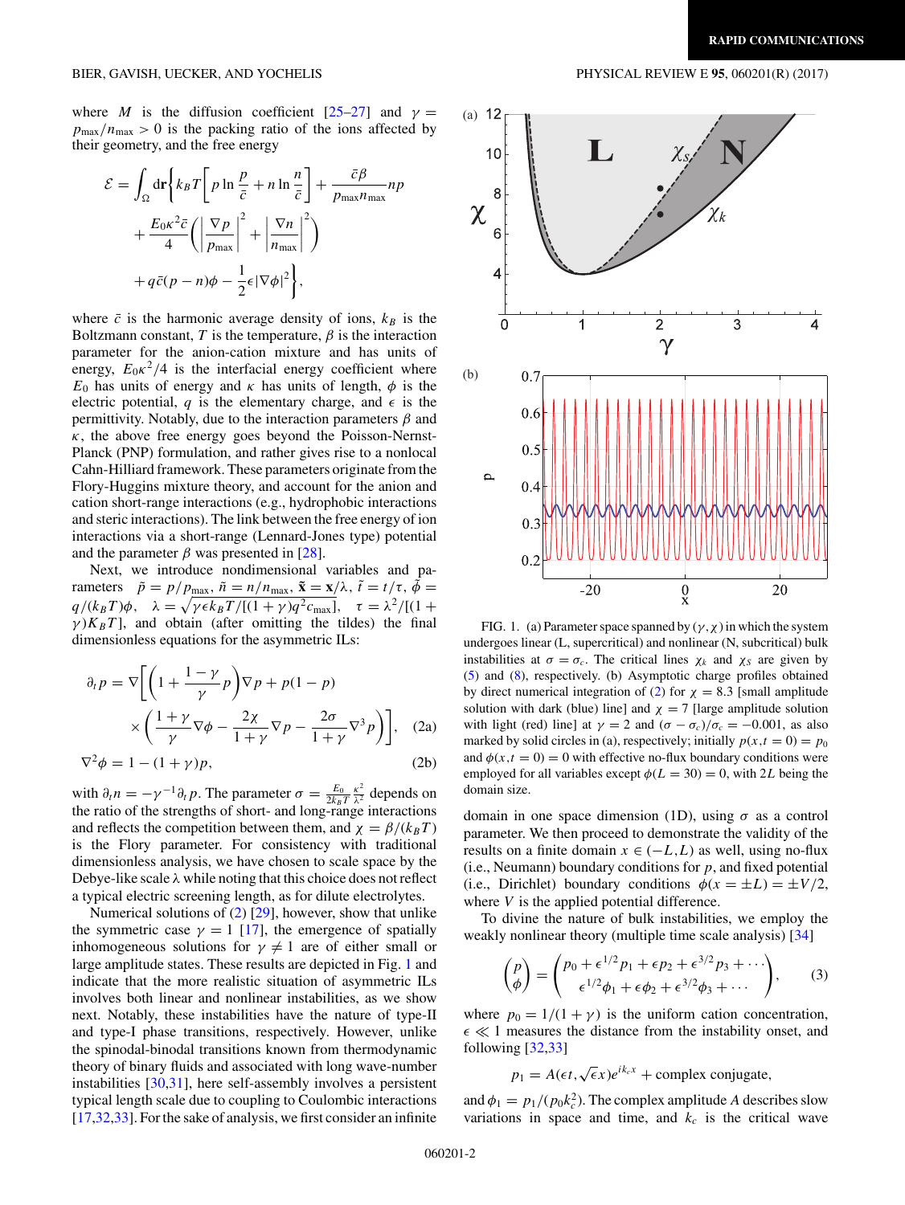where $M$ is the diffusion coefficient [25–27] and $\gamma = p_{\max}/n_{\max} > 0$ is the packing ratio of the ions affected by their geometry, and the free energy

$$\mathcal{E} = \int_\Omega d\mathbf{r}\Bigg\{k_BT\left[p\ln\frac{p}{\bar{c}} + n\ln\frac{n}{\bar{c}}\right] + \frac{\bar{c}\beta}{p_{\max}n_{\max}}np + \frac{E_0\kappa^2\bar{c}}{4}\left(\left|\frac{\nabla p}{p_{\max}}\right|^2 + \left|\frac{\nabla n}{n_{\max}}\right|^2\right) + q\bar{c}(p-n)\phi - \frac{1}{2}\epsilon|\nabla\phi|^2\Bigg\},$$

where $\bar{c}$ is the harmonic average density of ions, $k_B$ is the Boltzmann constant, $T$ is the temperature, $\beta$ is the interaction parameter for the anion-cation mixture and has units of energy, $E_0\kappa^2/4$ is the interfacial energy coefficient where $E_0$ has units of energy and $\kappa$ has units of length, $\phi$ is the electric potential, $q$ is the elementary charge, and $\epsilon$ is the permittivity. Notably, due to the interaction parameters $\beta$ and $\kappa$, the above free energy goes beyond the Poisson-Nernst-Planck (PNP) formulation, and rather gives rise to a nonlocal Cahn-Hilliard framework. These parameters originate from the Flory-Huggins mixture theory, and account for the anion and cation short-range interactions (e.g., hydrophobic interactions and steric interactions). The link between the free energy of ion interactions via a short-range (Lennard-Jones type) potential and the parameter $\beta$ was presented in [28].

Next, we introduce nondimensional variables and parameters $\tilde{p} = p/p_{\max}$, $\tilde{n} = n/n_{\max}$, $\tilde{\mathbf{x}} = \mathbf{x}/\lambda$, $\tilde{t} = t/\tau$, $\tilde{\phi} = q/(k_BT)\phi$, $\lambda = \sqrt{\gamma\epsilon k_BT/[(1+\gamma)q^2c_{\max}]}$, $\tau = \lambda^2/[(1+\gamma)K_BT]$, and obtain (after omitting the tildes) the final dimensionless equations for the asymmetric ILs:

$$\partial_t p = \nabla\left[\left(1 + \frac{1-\gamma}{\gamma}p\right)\nabla p + p(1-p)\times\left(\frac{1+\gamma}{\gamma}\nabla\phi - \frac{2\chi}{1+\gamma}\nabla p - \frac{2\sigma}{1+\gamma}\nabla^3 p\right)\right], \quad (2a)$$

$$\nabla^2\phi = 1 - (1+\gamma)p, \quad (2b)$$

with $\partial_t n = -\gamma^{-1}\partial_t p$. The parameter $\sigma = \frac{E_0}{2k_BT}\frac{\kappa^2}{\lambda^2}$ depends on the ratio of the strengths of short- and long-range interactions and reflects the competition between them, and $\chi = \beta/(k_BT)$ is the Flory parameter. For consistency with traditional dimensionless analysis, we have chosen to scale space by the Debye-like scale $\lambda$ while noting that this choice does not reflect a typical electric screening length, as for dilute electrolytes.

Numerical solutions of (2) [29], however, show that unlike the symmetric case $\gamma = 1$ [17], the emergence of spatially inhomogeneous solutions for $\gamma \neq 1$ are of either small or large amplitude states. These results are depicted in Fig. 1 and indicate that the more realistic situation of asymmetric ILs involves both linear and nonlinear instabilities, as we show next. Notably, these instabilities have the nature of type-II and type-I phase transitions, respectively. However, unlike the spinodal-binodal transitions known from thermodynamic theory of binary fluids and associated with long wave-number instabilities [30,31], here self-assembly involves a persistent typical length scale due to coupling to Coulombic interactions [17,32,33]. For the sake of analysis, we first consider an infinite domain in one space dimension (1D), using $\sigma$ as a control parameter. We then proceed to demonstrate the validity of the results on a finite domain $x \in (-L, L)$ as well, using no-flux (i.e., Neumann) boundary conditions for $p$, and fixed potential (i.e., Dirichlet) boundary conditions $\phi(x = \pm L) = \pm V/2$, where $V$ is the applied potential difference.

FIG. 1. (a) Parameter space spanned by $(\gamma, \chi)$ in which the system undergoes linear (L, supercritical) and nonlinear (N, subcritical) bulk instabilities at $\sigma = \sigma_c$. The critical lines $\chi_k$ and $\chi_S$ are given by (5) and (8), respectively. (b) Asymptotic charge profiles obtained by direct numerical integration of (2) for $\chi = 8.3$ [small amplitude solution with dark (blue) line] and $\chi = 7$ [large amplitude solution with light (red) line] at $\gamma = 2$ and $(\sigma - \sigma_c)/\sigma_c = -0.001$, as also marked by solid circles in (a), respectively; initially $p(x, t = 0) = p_0$ and $\phi(x, t = 0) = 0$ with effective no-flux boundary conditions were employed for all variables except $\phi(L = 30) = 0$, with $2L$ being the domain size.

To divine the nature of bulk instabilities, we employ the weakly nonlinear theory (multiple time scale analysis) [34]

$$\begin{pmatrix} p \\ \phi \end{pmatrix} = \begin{pmatrix} p_0 + \epsilon^{1/2}p_1 + \epsilon p_2 + \epsilon^{3/2}p_3 + \cdots \\ \epsilon^{1/2}\phi_1 + \epsilon\phi_2 + \epsilon^{3/2}\phi_3 + \cdots \end{pmatrix}, \quad (3)$$

where $p_0 = 1/(1+\gamma)$ is the uniform cation concentration, $\epsilon \ll 1$ measures the distance from the instability onset, and following [32,33]

$$p_1 = A(\epsilon t, \sqrt{\epsilon}x)e^{ik_cx} + \text{complex conjugate},$$

and $\phi_1 = p_1/(p_0k_c^2)$. The complex amplitude $A$ describes slow variations in space and time, and $k_c$ is the critical wave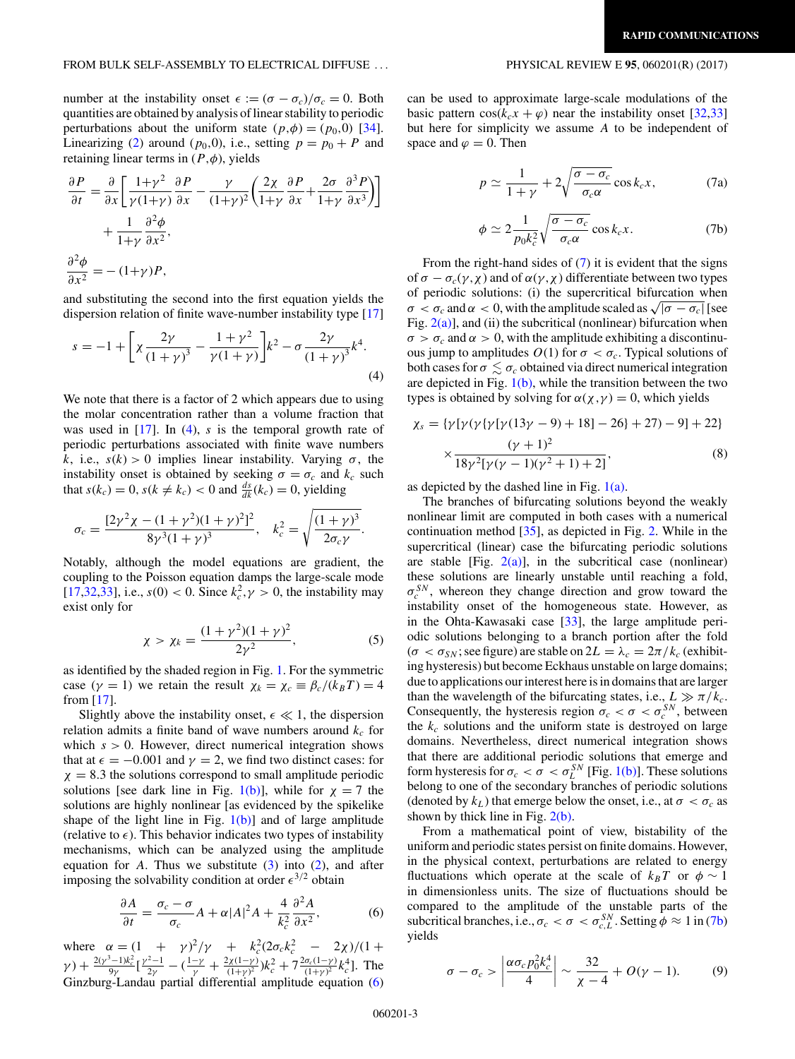number at the instability onset $\epsilon := (\sigma - \sigma_c)/\sigma_c = 0$. Both quantities are obtained by analysis of linear stability to periodic perturbations about the uniform state $(p,\phi) = (p_0, 0)$ [34]. Linearizing (2) around $(p_0, 0)$, i.e., setting $p = p_0 + P$ and retaining linear terms in $(P, \phi)$, yields

$$\frac{\partial P}{\partial t} = \frac{\partial}{\partial x}\left[\frac{1+\gamma^2}{\gamma(1+\gamma)}\frac{\partial P}{\partial x} - \frac{\gamma}{(1+\gamma)^2}\left(\frac{2\chi}{1+\gamma}\frac{\partial P}{\partial x} + \frac{2\sigma}{1+\gamma}\frac{\partial^3 P}{\partial x^3}\right)\right] + \frac{1}{1+\gamma}\frac{\partial^2 \phi}{\partial x^2},$$

$$\frac{\partial^2 \phi}{\partial x^2} = -(1+\gamma)P,$$

and substituting the second into the first equation yields the dispersion relation of finite wave-number instability type [17]

$$s = -1 + \left[\chi\frac{2\gamma}{(1+\gamma)^3} - \frac{1+\gamma^2}{\gamma(1+\gamma)}\right]k^2 - \sigma\frac{2\gamma}{(1+\gamma)^3}k^4. \tag{4}$$

We note that there is a factor of 2 which appears due to using the molar concentration rather than a volume fraction that was used in [17]. In (4), $s$ is the temporal growth rate of periodic perturbations associated with finite wave numbers $k$, i.e., $s(k) > 0$ implies linear instability. Varying $\sigma$, the instability onset is obtained by seeking $\sigma = \sigma_c$ and $k_c$ such that $s(k_c) = 0$, $s(k \neq k_c) < 0$ and $\frac{ds}{dk}(k_c) = 0$, yielding

$$\sigma_c = \frac{[2\gamma^2\chi - (1+\gamma^2)(1+\gamma)^2]^2}{8\gamma^3(1+\gamma)^3}, \quad k_c^2 = \sqrt{\frac{(1+\gamma)^3}{2\sigma_c\gamma}}.$$

Notably, although the model equations are gradient, the coupling to the Poisson equation damps the large-scale mode [17,32,33], i.e., $s(0) < 0$. Since $k_c^2, \gamma > 0$, the instability may exist only for

$$\chi > \chi_k = \frac{(1+\gamma^2)(1+\gamma)^2}{2\gamma^2}, \tag{5}$$

as identified by the shaded region in Fig. 1. For the symmetric case ($\gamma = 1$) we retain the result $\chi_k = \chi_c \equiv \beta_c/(k_B T) = 4$ from [17].

Slightly above the instability onset, $\epsilon \ll 1$, the dispersion relation admits a finite band of wave numbers around $k_c$ for which $s > 0$. However, direct numerical integration shows that at $\epsilon = -0.001$ and $\gamma = 2$, we find two distinct cases: for $\chi = 8.3$ the solutions correspond to small amplitude periodic solutions [see dark line in Fig. 1(b)], while for $\chi = 7$ the solutions are highly nonlinear [as evidenced by the spikelike shape of the light line in Fig. 1(b)] and of large amplitude (relative to $\epsilon$). This behavior indicates two types of instability mechanisms, which can be analyzed using the amplitude equation for $A$. Thus we substitute (3) into (2), and after imposing the solvability condition at order $\epsilon^{3/2}$ obtain

$$\frac{\partial A}{\partial t} = \frac{\sigma_c - \sigma}{\sigma_c}A + \alpha|A|^2 A + \frac{4}{k_c^2}\frac{\partial^2 A}{\partial x^2}, \tag{6}$$

where $\alpha = (1+\gamma)^2/\gamma + k_c^2(2\sigma_c k_c^2 - 2\chi)/(1+\gamma) + \frac{2(\gamma^3-1)k_c^2}{9\gamma}[\frac{\gamma^2-1}{2\gamma} - (\frac{1-\gamma}{\gamma} + \frac{2\chi(1-\gamma)}{(1+\gamma)^2})k_c^2 + 7\frac{2\sigma_c(1-\gamma)}{(1+\gamma)^2}k_c^4]$. The Ginzburg-Landau partial differential amplitude equation (6) can be used to approximate large-scale modulations of the basic pattern $\cos(k_c x + \varphi)$ near the instability onset [32,33] but here for simplicity we assume $A$ to be independent of space and $\varphi = 0$. Then

$$p \simeq \frac{1}{1+\gamma} + 2\sqrt{\frac{\sigma - \sigma_c}{\sigma_c \alpha}}\cos k_c x, \tag{7a}$$

$$\phi \simeq 2\frac{1}{p_0 k_c^2}\sqrt{\frac{\sigma - \sigma_c}{\sigma_c \alpha}}\cos k_c x. \tag{7b}$$

From the right-hand sides of (7) it is evident that the signs of $\sigma - \sigma_c(\gamma, \chi)$ and of $\alpha(\gamma, \chi)$ differentiate between two types of periodic solutions: (i) the supercritical bifurcation when $\sigma < \sigma_c$ and $\alpha < 0$, with the amplitude scaled as $\sqrt{|\sigma - \sigma_c|}$ [see Fig. 2(a)], and (ii) the subcritical (nonlinear) bifurcation when $\sigma > \sigma_c$ and $\alpha > 0$, with the amplitude exhibiting a discontinuous jump to amplitudes $O(1)$ for $\sigma < \sigma_c$. Typical solutions of both cases for $\sigma \lesssim \sigma_c$ obtained via direct numerical integration are depicted in Fig. 1(b), while the transition between the two types is obtained by solving for $\alpha(\chi, \gamma) = 0$, which yields

$$\chi_s = \{\gamma[\gamma(\gamma\{\gamma[\gamma(13\gamma - 9) + 18] - 26\} + 27) - 9] + 22\} \times \frac{(\gamma+1)^2}{18\gamma^2[\gamma(\gamma-1)(\gamma^2+1) + 2]}, \tag{8}$$

as depicted by the dashed line in Fig. 1(a).

The branches of bifurcating solutions beyond the weakly nonlinear limit are computed in both cases with a numerical continuation method [35], as depicted in Fig. 2. While in the supercritical (linear) case the bifurcating periodic solutions are stable [Fig. 2(a)], in the subcritical case (nonlinear) these solutions are linearly unstable until reaching a fold, $\sigma_c^{SN}$, whereon they change direction and grow toward the instability onset of the homogeneous state. However, as in the Ohta-Kawasaki case [33], the large amplitude periodic solutions belonging to a branch portion after the fold ($\sigma < \sigma_{SN}$; see figure) are stable on $2L = \lambda_c = 2\pi/k_c$ (exhibiting hysteresis) but become Eckhaus unstable on large domains; due to applications our interest here is in domains that are larger than the wavelength of the bifurcating states, i.e., $L \gg \pi/k_c$. Consequently, the hysteresis region $\sigma_c < \sigma < \sigma_c^{SN}$, between the $k_c$ solutions and the uniform state is destroyed on large domains. Nevertheless, direct numerical integration shows that there are additional periodic solutions that emerge and form hysteresis for $\sigma_c < \sigma < \sigma_L^{SN}$ [Fig. 1(b)]. These solutions belong to one of the secondary branches of periodic solutions (denoted by $k_L$) that emerge below the onset, i.e., at $\sigma < \sigma_c$ as shown by thick line in Fig. 2(b).

From a mathematical point of view, bistability of the uniform and periodic states persist on finite domains. However, in the physical context, perturbations are related to energy fluctuations which operate at the scale of $k_B T$ or $\phi \sim 1$ in dimensionless units. The size of fluctuations should be compared to the amplitude of the unstable parts of the subcritical branches, i.e., $\sigma_c < \sigma < \sigma_{c,L}^{SN}$. Setting $\phi \approx 1$ in (7b) yields

$$\sigma - \sigma_c > \left|\frac{\alpha\sigma_c p_0^2 k_c^4}{4}\right| \sim \frac{32}{\chi - 4} + O(\gamma - 1). \tag{9}$$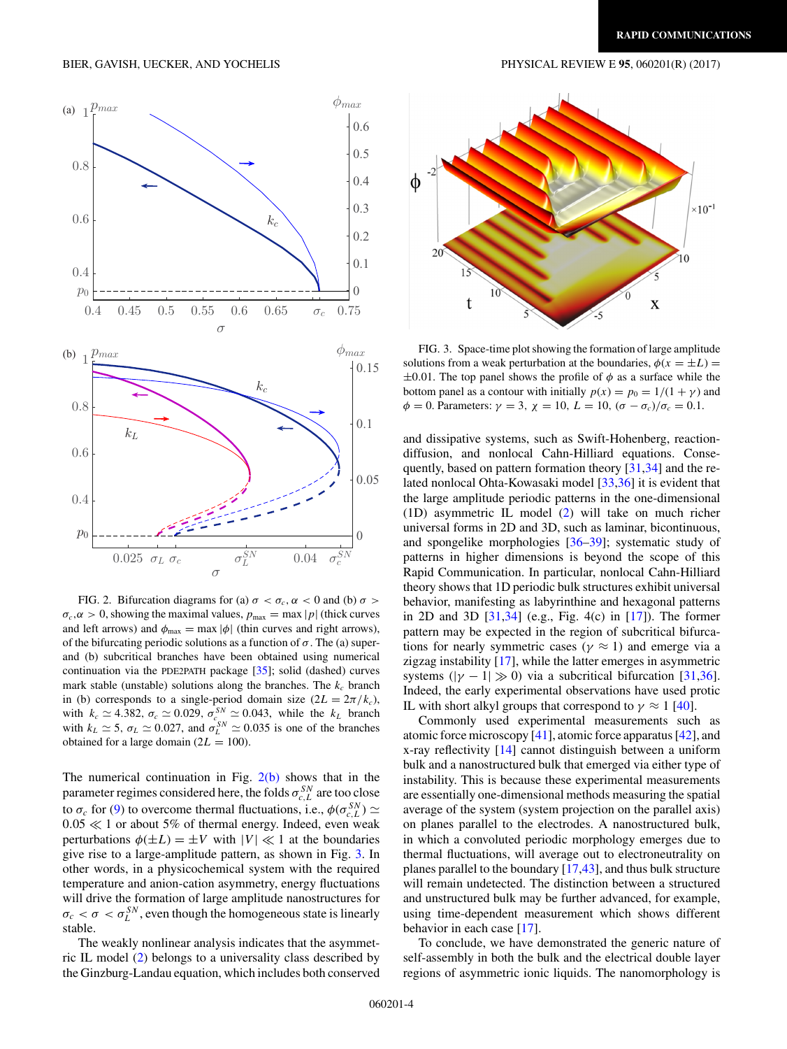FIG. 2. Bifurcation diagrams for (a) $\sigma < \sigma_c, \alpha < 0$ and (b) $\sigma > \sigma_c, \alpha > 0$, showing the maximal values, $p_{\max} = \max|p|$ (thick curves and left arrows) and $\phi_{\max} = \max|\phi|$ (thin curves and right arrows), of the bifurcating periodic solutions as a function of $\sigma$. The (a) super- and (b) subcritical branches have been obtained using numerical continuation via the PDE2PATH package [35]; solid (dashed) curves mark stable (unstable) solutions along the branches. The $k_c$ branch in (b) corresponds to a single-period domain size ($2L = 2\pi/k_c$), with $k_c \simeq 4.382$, $\sigma_c \simeq 0.029$, $\sigma_c^{SN} \simeq 0.043$, while the $k_L$ branch with $k_L \simeq 5$, $\sigma_L \simeq 0.027$, and $\sigma_L^{SN} \simeq 0.035$ is one of the branches obtained for a large domain ($2L = 100$).

FIG. 3. Space-time plot showing the formation of large amplitude solutions from a weak perturbation at the boundaries, $\phi(x = \pm L) = \pm 0.01$. The top panel shows the profile of $\phi$ as a surface while the bottom panel as a contour with initially $p(x) = p_0 = 1/(1 + \gamma)$ and $\phi = 0$. Parameters: $\gamma = 3$, $\chi = 10$, $L = 10$, $(\sigma - \sigma_c)/\sigma_c = 0.1$.

The numerical continuation in Fig. 2(b) shows that in the parameter regimes considered here, the folds $\sigma_{c,L}^{SN}$ are too close to $\sigma_c$ for (9) to overcome thermal fluctuations, i.e., $\phi(\sigma_{c,L}^{SN}) \simeq 0.05 \ll 1$ or about 5% of thermal energy. Indeed, even weak perturbations $\phi(\pm L) = \pm V$ with $|V| \ll 1$ at the boundaries give rise to a large-amplitude pattern, as shown in Fig. 3. In other words, in a physicochemical system with the required temperature and anion-cation asymmetry, energy fluctuations will drive the formation of large amplitude nanostructures for $\sigma_c < \sigma < \sigma_L^{SN}$, even though the homogeneous state is linearly stable.

The weakly nonlinear analysis indicates that the asymmetric IL model (2) belongs to a universality class described by the Ginzburg-Landau equation, which includes both conserved and dissipative systems, such as Swift-Hohenberg, reaction-diffusion, and nonlocal Cahn-Hilliard equations. Consequently, based on pattern formation theory [31,34] and the related nonlocal Ohta-Kowasaki model [33,36] it is evident that the large amplitude periodic patterns in the one-dimensional (1D) asymmetric IL model (2) will take on much richer universal forms in 2D and 3D, such as laminar, bicontinuous, and spongelike morphologies [36–39]; systematic study of patterns in higher dimensions is beyond the scope of this Rapid Communication. In particular, nonlocal Cahn-Hilliard theory shows that 1D periodic bulk structures exhibit universal behavior, manifesting as labyrinthine and hexagonal patterns in 2D and 3D [31,34] (e.g., Fig. 4(c) in [17]). The former pattern may be expected in the region of supercritical bifurcations for nearly symmetric cases ($\gamma \approx 1$) and emerge via a zigzag instability [17], while the latter emerges in asymmetric systems ($|\gamma - 1| \gg 0$) via a subcritical bifurcation [31,36]. Indeed, the early experimental observations have used protic IL with short alkyl groups that correspond to $\gamma \approx 1$ [40].

Commonly used experimental measurements such as atomic force microscopy [41], atomic force apparatus [42], and x-ray reflectivity [14] cannot distinguish between a uniform bulk and a nanostructured bulk that emerged via either type of instability. This is because these experimental measurements are essentially one-dimensional methods measuring the spatial average of the system (system projection on the parallel axis) on planes parallel to the electrodes. A nanostructured bulk, in which a convoluted periodic morphology emerges due to thermal fluctuations, will average out to electroneutrality on planes parallel to the boundary [17,43], and thus bulk structure will remain undetected. The distinction between a structured and unstructured bulk may be further advanced, for example, using time-dependent measurement which shows different behavior in each case [17].

To conclude, we have demonstrated the generic nature of self-assembly in both the bulk and the electrical double layer regions of asymmetric ionic liquids. The nanomorphology is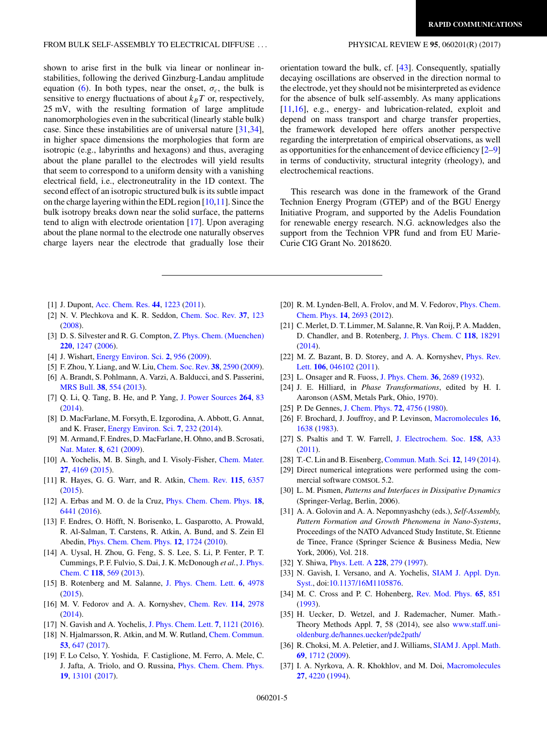shown to arise first in the bulk via linear or nonlinear instabilities, following the derived Ginzburg-Landau amplitude equation (6). In both types, near the onset, $\sigma_c$, the bulk is sensitive to energy fluctuations of about $k_B T$ or, respectively, 25 mV, with the resulting formation of large amplitude nanomorphologies even in the subcritical (linearly stable bulk) case. Since these instabilities are of universal nature [31,34], in higher space dimensions the morphologies that form are isotropic (e.g., labyrinths and hexagons) and thus, averaging about the plane parallel to the electrodes will yield results that seem to correspond to a uniform density with a vanishing electrical field, i.e., electroneutrality in the 1D context. The second effect of an isotropic structured bulk is its subtle impact on the charge layering within the EDL region [10,11]. Since the bulk isotropy breaks down near the solid surface, the patterns tend to align with electrode orientation [17]. Upon averaging about the plane normal to the electrode one naturally observes charge layers near the electrode that gradually lose their orientation toward the bulk, cf. [43]. Consequently, spatially decaying oscillations are observed in the direction normal to the electrode, yet they should not be misinterpreted as evidence for the absence of bulk self-assembly. As many applications [11,16], e.g., energy- and lubrication-related, exploit and depend on mass transport and charge transfer properties, the framework developed here offers another perspective regarding the interpretation of empirical observations, as well as opportunities for the enhancement of device efficiency [2–9] in terms of conductivity, structural integrity (rheology), and electrochemical reactions.

This research was done in the framework of the Grand Technion Energy Program (GTEP) and of the BGU Energy Initiative Program, and supported by the Adelis Foundation for renewable energy research. N.G. acknowledges also the support from the Technion VPR fund and from EU Marie-Curie CIG Grant No. 2018620.

---

[1] J. Dupont, Acc. Chem. Res. **44**, 1223 (2011).

[2] N. V. Plechkova and K. R. Seddon, Chem. Soc. Rev. **37**, 123 (2008).

[3] D. S. Silvester and R. G. Compton, Z. Phys. Chem. (Muenchen) **220**, 1247 (2006).

[4] J. Wishart, Energy Environ. Sci. **2**, 956 (2009).

[5] F. Zhou, Y. Liang, and W. Liu, Chem. Soc. Rev. **38**, 2590 (2009).

[6] A. Brandt, S. Pohlmann, A. Varzi, A. Balducci, and S. Passerini, MRS Bull. **38**, 554 (2013).

[7] Q. Li, Q. Tang, B. He, and P. Yang, J. Power Sources **264**, 83 (2014).

[8] D. MacFarlane, M. Forsyth, E. Izgorodina, A. Abbott, G. Annat, and K. Fraser, Energy Environ. Sci. **7**, 232 (2014).

[9] M. Armand, F. Endres, D. MacFarlane, H. Ohno, and B. Scrosati, Nat. Mater. **8**, 621 (2009).

[10] A. Yochelis, M. B. Singh, and I. Visoly-Fisher, Chem. Mater. **27**, 4169 (2015).

[11] R. Hayes, G. G. Warr, and R. Atkin, Chem. Rev. **115**, 6357 (2015).

[12] A. Erbas and M. O. de la Cruz, Phys. Chem. Chem. Phys. **18**, 6441 (2016).

[13] F. Endres, O. Höfft, N. Borisenko, L. Gasparotto, A. Prowald, R. Al-Salman, T. Carstens, R. Atkin, A. Bund, and S. Zein El Abedin, Phys. Chem. Chem. Phys. **12**, 1724 (2010).

[14] A. Uysal, H. Zhou, G. Feng, S. S. Lee, S. Li, P. Fenter, P. T. Cummings, P. F. Fulvio, S. Dai, J. K. McDonough *et al.*, J. Phys. Chem. C **118**, 569 (2013).

[15] B. Rotenberg and M. Salanne, J. Phys. Chem. Lett. **6**, 4978 (2015).

[16] M. V. Fedorov and A. A. Kornyshev, Chem. Rev. **114**, 2978 (2014).

[17] N. Gavish and A. Yochelis, J. Phys. Chem. Lett. **7**, 1121 (2016).

[18] N. Hjalmarsson, R. Atkin, and M. W. Rutland, Chem. Commun. **53**, 647 (2017).

[19] F. Lo Celso, Y. Yoshida, F. Castiglione, M. Ferro, A. Mele, C. J. Jafta, A. Triolo, and O. Russina, Phys. Chem. Chem. Phys. **19**, 13101 (2017).

[20] R. M. Lynden-Bell, A. Frolov, and M. V. Fedorov, Phys. Chem. Chem. Phys. **14**, 2693 (2012).

[21] C. Merlet, D. T. Limmer, M. Salanne, R. Van Roij, P. A. Madden, D. Chandler, and B. Rotenberg, J. Phys. Chem. C **118**, 18291 (2014).

[22] M. Z. Bazant, B. D. Storey, and A. A. Kornyshev, Phys. Rev. Lett. **106**, 046102 (2011).

[23] L. Onsager and R. Fuoss, J. Phys. Chem. **36**, 2689 (1932).

[24] J. E. Hilliard, in *Phase Transformations*, edited by H. I. Aaronson (ASM, Metals Park, Ohio, 1970).

[25] P. De Gennes, J. Chem. Phys. **72**, 4756 (1980).

[26] F. Brochard, J. Jouffroy, and P. Levinson, Macromolecules **16**, 1638 (1983).

[27] S. Psaltis and T. W. Farrell, J. Electrochem. Soc. **158**, A33 (2011).

[28] T.-C. Lin and B. Eisenberg, Commun. Math. Sci. **12**, 149 (2014).

[29] Direct numerical integrations were performed using the commercial software COMSOL 5.2.

[30] L. M. Pismen, *Patterns and Interfaces in Dissipative Dynamics* (Springer-Verlag, Berlin, 2006).

[31] A. A. Golovin and A. A. Nepomnyashchy (eds.), *Self-Assembly, Pattern Formation and Growth Phenomena in Nano-Systems*, Proceedings of the NATO Advanced Study Institute, St. Etienne de Tinee, France (Springer Science & Business Media, New York, 2006), Vol. 218.

[32] Y. Shiwa, Phys. Lett. A **228**, 279 (1997).

[33] N. Gavish, I. Versano, and A. Yochelis, SIAM J. Appl. Dyn. Syst., doi:10.1137/16M1105876.

[34] M. C. Cross and P. C. Hohenberg, Rev. Mod. Phys. **65**, 851 (1993).

[35] H. Uecker, D. Wetzel, and J. Rademacher, Numer. Math.-Theory Methods Appl. **7**, 58 (2014), see also www.staff.uni-oldenburg.de/hannes.uecker/pde2path/

[36] R. Choksi, M. A. Peletier, and J. Williams, SIAM J. Appl. Math. **69**, 1712 (2009).

[37] I. A. Nyrkova, A. R. Khokhlov, and M. Doi, Macromolecules **27**, 4220 (1994).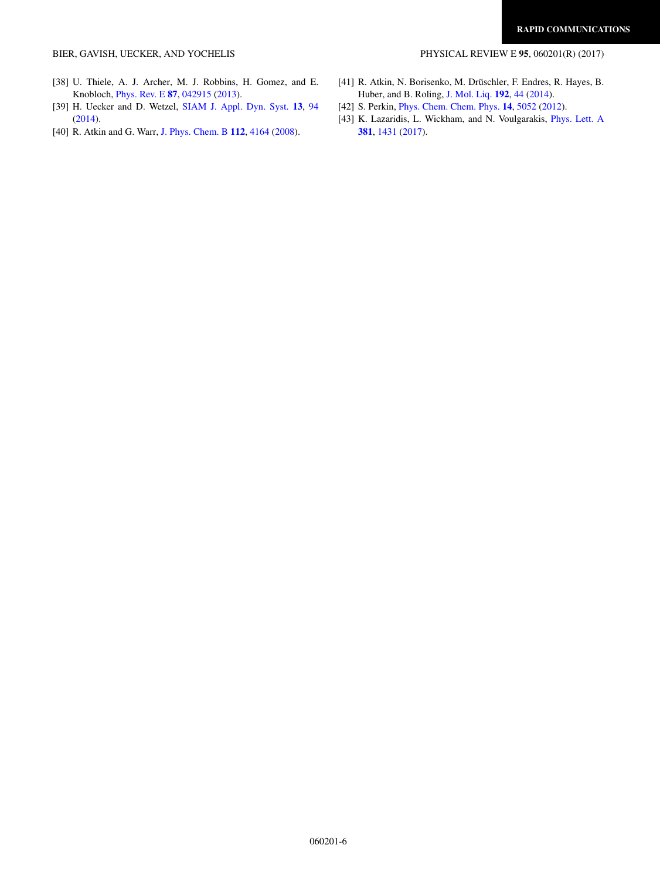[38] U. Thiele, A. J. Archer, M. J. Robbins, H. Gomez, and E. Knobloch, Phys. Rev. E **87**, 042915 (2013).

[39] H. Uecker and D. Wetzel, SIAM J. Appl. Dyn. Syst. **13**, 94 (2014).

[40] R. Atkin and G. Warr, J. Phys. Chem. B **112**, 4164 (2008).

[41] R. Atkin, N. Borisenko, M. Drüschler, F. Endres, R. Hayes, B. Huber, and B. Roling, J. Mol. Liq. **192**, 44 (2014).

[42] S. Perkin, Phys. Chem. Chem. Phys. **14**, 5052 (2012).

[43] K. Lazaridis, L. Wickham, and N. Voulgarakis, Phys. Lett. A **381**, 1431 (2017).